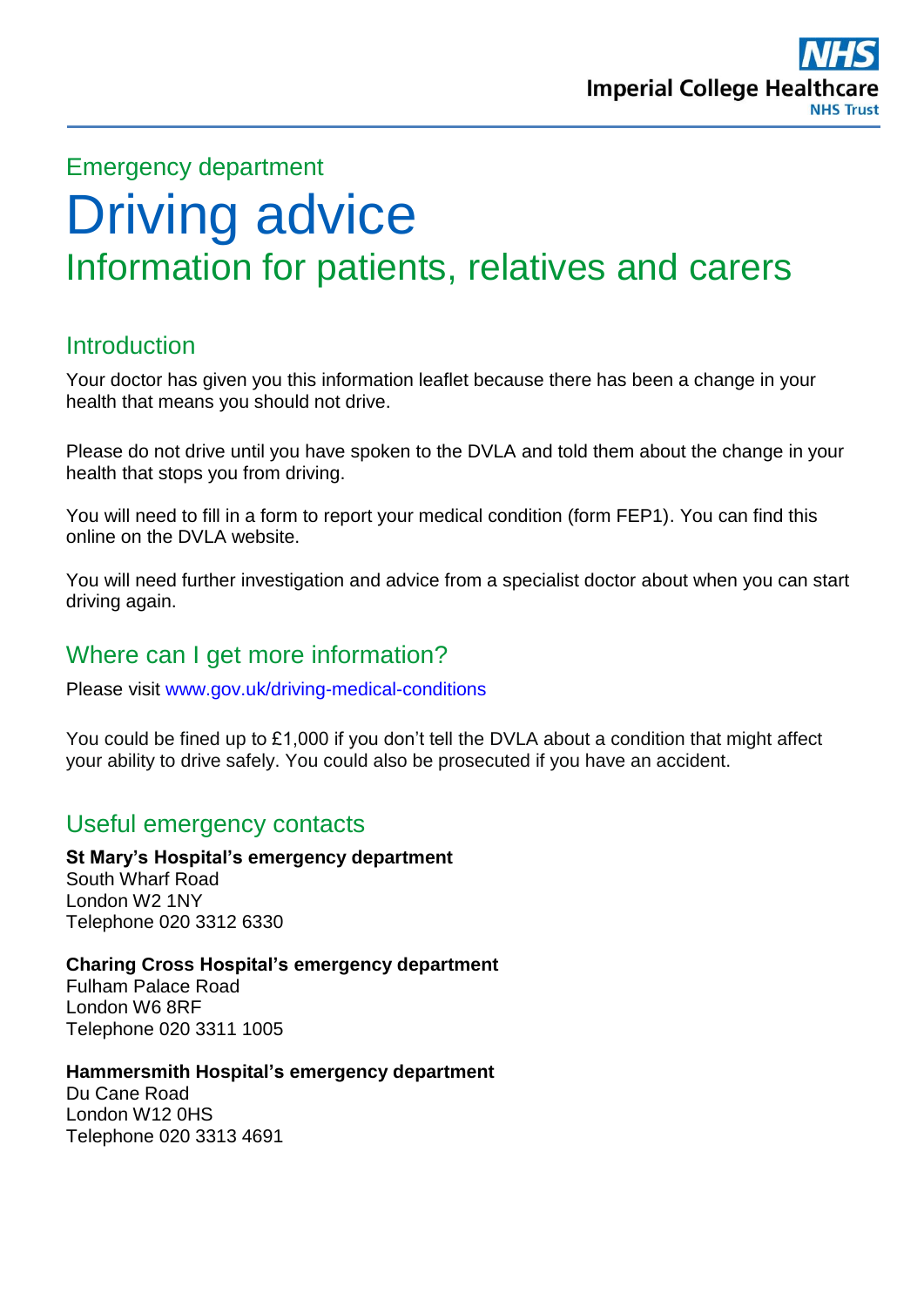Emergency department

# Driving advice

## Information for patients, relatives and carers

## Introduction

Your doctor has given you this information leaflet because there has been a change in your health that means you should not drive.

Please do not drive until you have spoken to the DVLA and told them about the change in your health that stops you from driving.

You will need to fill in a form to report your medical condition (form FEP1). You can find this online on the DVLA website.

You will need further investigation and advice from a specialist doctor about when you can start driving again.

## Where can I get more information?

Please visit www.gov.uk/driving-medical-conditions

You could be fined up to £1,000 if you don't tell the DVLA about a condition that might affect your ability to drive safely. You could also be prosecuted if you have an accident.

## Useful emergency contacts

**St Mary's Hospital's emergency department**
South Wharf Road
London W2 1NY
Telephone 020 3312 6330

**Charing Cross Hospital's emergency department**
Fulham Palace Road
London W6 8RF
Telephone 020 3311 1005

**Hammersmith Hospital's emergency department**
Du Cane Road
London W12 0HS
Telephone 020 3313 4691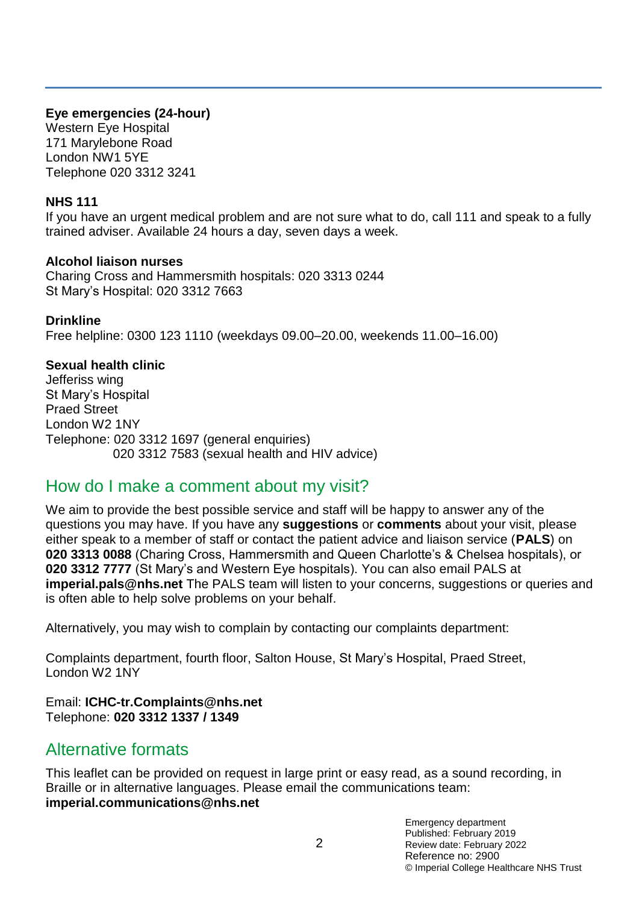**Eye emergencies (24-hour)**
Western Eye Hospital
171 Marylebone Road
London NW1 5YE
Telephone 020 3312 3241

**NHS 111**
If you have an urgent medical problem and are not sure what to do, call 111 and speak to a fully trained adviser. Available 24 hours a day, seven days a week.

**Alcohol liaison nurses**
Charing Cross and Hammersmith hospitals: 020 3313 0244
St Mary's Hospital: 020 3312 7663

**Drinkline**
Free helpline: 0300 123 1110 (weekdays 09.00–20.00, weekends 11.00–16.00)

**Sexual health clinic**
Jefferiss wing
St Mary's Hospital
Praed Street
London W2 1NY
Telephone: 020 3312 1697 (general enquiries)
020 3312 7583 (sexual health and HIV advice)

## How do I make a comment about my visit?

We aim to provide the best possible service and staff will be happy to answer any of the questions you may have. If you have any **suggestions** or **comments** about your visit, please either speak to a member of staff or contact the patient advice and liaison service (**PALS**) on **020 3313 0088** (Charing Cross, Hammersmith and Queen Charlotte's & Chelsea hospitals), or **020 3312 7777** (St Mary's and Western Eye hospitals). You can also email PALS at **imperial.pals@nhs.net** The PALS team will listen to your concerns, suggestions or queries and is often able to help solve problems on your behalf.

Alternatively, you may wish to complain by contacting our complaints department:

Complaints department, fourth floor, Salton House, St Mary's Hospital, Praed Street, London W2 1NY

Email: **ICHC-tr.Complaints@nhs.net**
Telephone: **020 3312 1337 / 1349**

## Alternative formats

This leaflet can be provided on request in large print or easy read, as a sound recording, in Braille or in alternative languages. Please email the communications team: **imperial.communications@nhs.net**

Emergency department
Published: February 2019
Review date: February 2022
Reference no: 2900
© Imperial College Healthcare NHS Trust